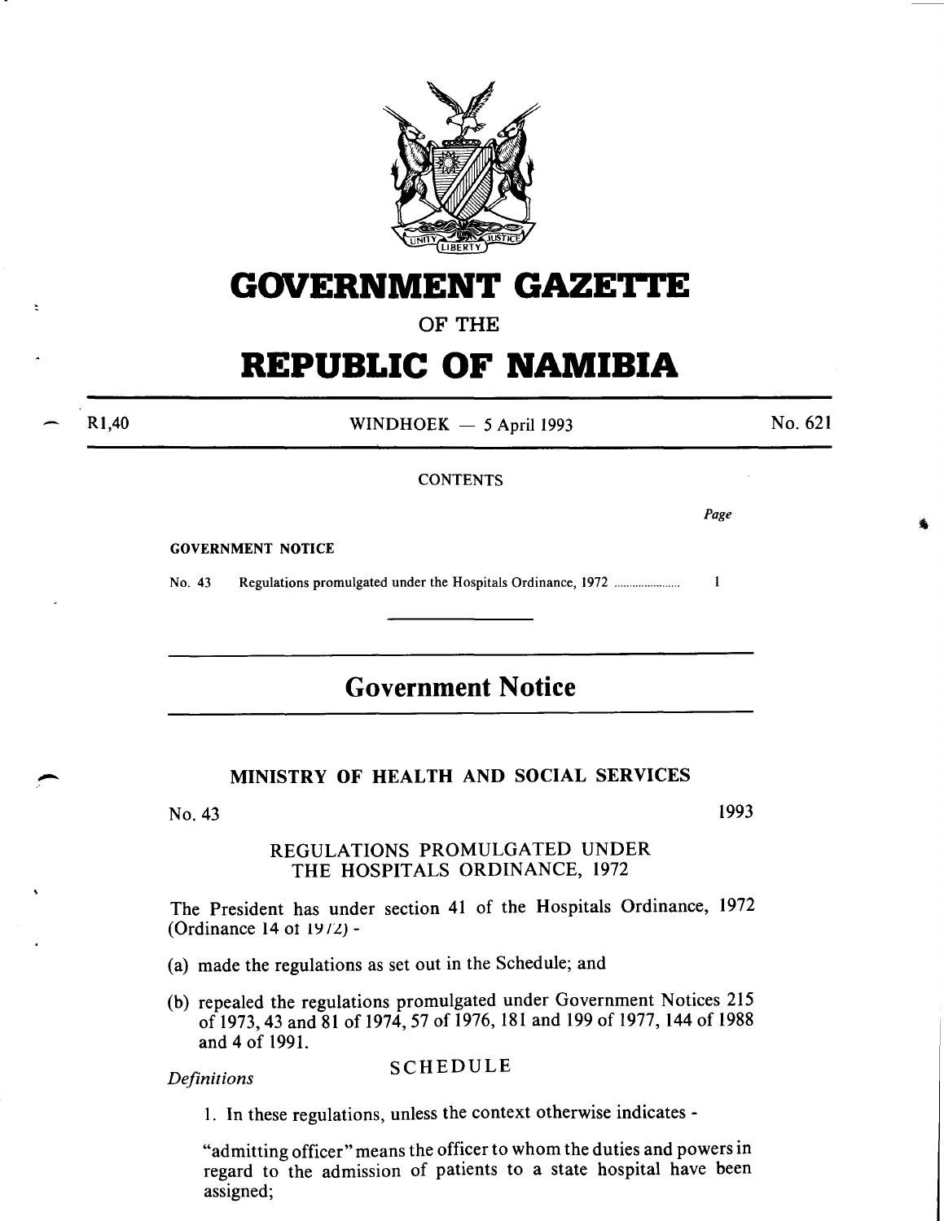# GOVERNMENT GAZETTE

## OF THE

# REPUBLIC OF NAMIBIA

R1,40 — WINDHOEK — 5 April 1993 — No. 621

CONTENTS

| | | Page |
|---|---|---|
| GOVERNMENT NOTICE | | |
| No. 43 | Regulations promulgated under the Hospitals Ordinance, 1972 ...................... | 1 |

## Government Notice

### MINISTRY OF HEALTH AND SOCIAL SERVICES

No. 43 — 1993

### REGULATIONS PROMULGATED UNDER THE HOSPITALS ORDINANCE, 1972

The President has under section 41 of the Hospitals Ordinance, 1972 (Ordinance 14 of 1972) -

(a) made the regulations as set out in the Schedule; and

(b) repealed the regulations promulgated under Government Notices 215 of 1973, 43 and 81 of 1974, 57 of 1976, 181 and 199 of 1977, 144 of 1988 and 4 of 1991.

### SCHEDULE

*Definitions*

1. In these regulations, unless the context otherwise indicates -

"admitting officer" means the officer to whom the duties and powers in regard to the admission of patients to a state hospital have been assigned;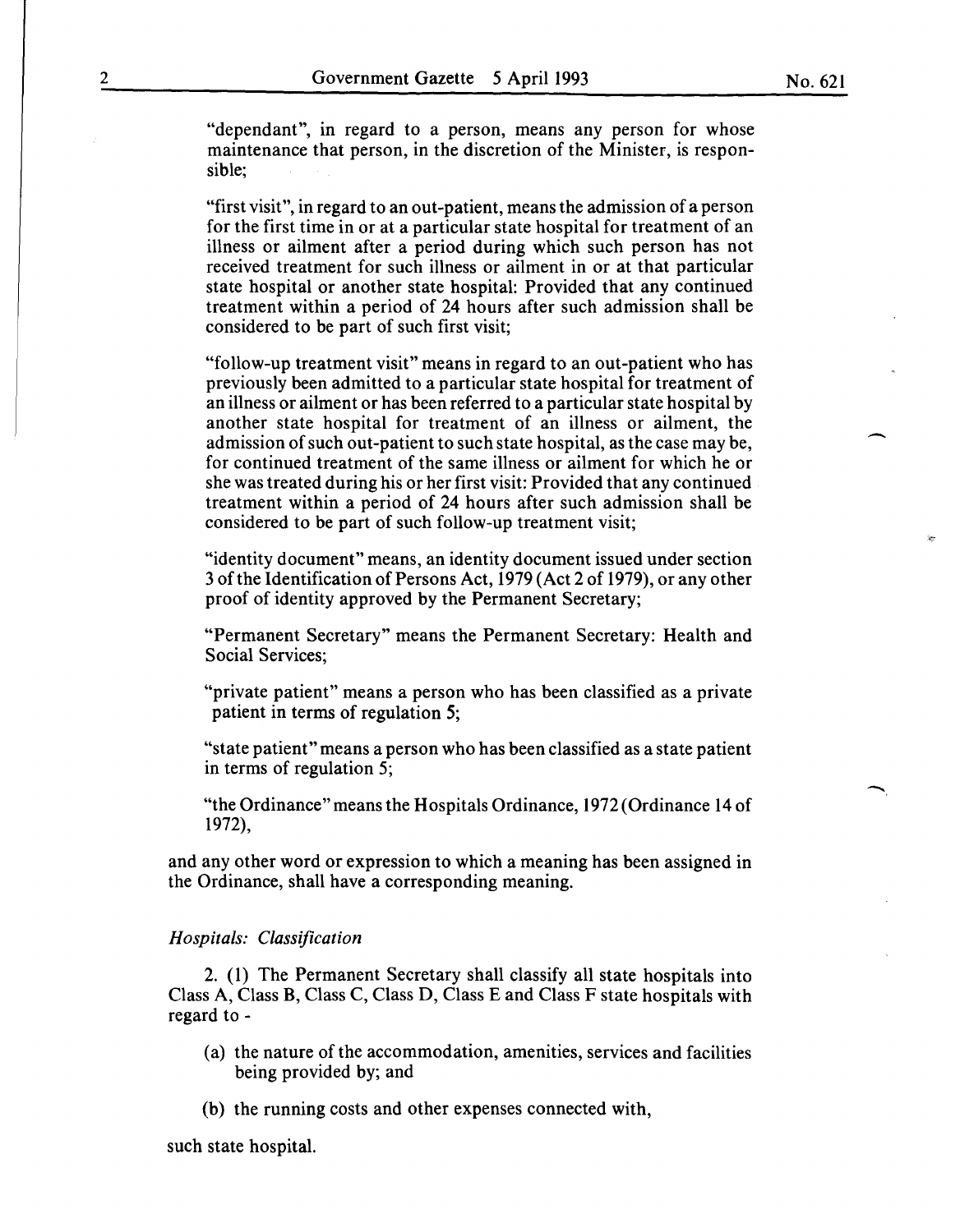"dependant", in regard to a person, means any person for whose maintenance that person, in the discretion of the Minister, is responsible;

"first visit", in regard to an out-patient, means the admission of a person for the first time in or at a particular state hospital for treatment of an illness or ailment after a period during which such person has not received treatment for such illness or ailment in or at that particular state hospital or another state hospital: Provided that any continued treatment within a period of 24 hours after such admission shall be considered to be part of such first visit;

"follow-up treatment visit" means in regard to an out-patient who has previously been admitted to a particular state hospital for treatment of an illness or ailment or has been referred to a particular state hospital by another state hospital for treatment of an illness or ailment, the admission of such out-patient to such state hospital, as the case may be, for continued treatment of the same illness or ailment for which he or she was treated during his or her first visit: Provided that any continued treatment within a period of 24 hours after such admission shall be considered to be part of such follow-up treatment visit;

"identity document" means, an identity document issued under section 3 of the Identification of Persons Act, 1979 (Act 2 of 1979), or any other proof of identity approved by the Permanent Secretary;

"Permanent Secretary" means the Permanent Secretary: Health and Social Services;

"private patient" means a person who has been classified as a private patient in terms of regulation 5;

"state patient" means a person who has been classified as a state patient in terms of regulation 5;

"the Ordinance" means the Hospitals Ordinance, 1972 (Ordinance 14 of 1972),

and any other word or expression to which a meaning has been assigned in the Ordinance, shall have a corresponding meaning.

*Hospitals: Classification*

2. (1) The Permanent Secretary shall classify all state hospitals into Class A, Class B, Class C, Class D, Class E and Class F state hospitals with regard to -

(a) the nature of the accommodation, amenities, services and facilities being provided by; and

(b) the running costs and other expenses connected with,

such state hospital.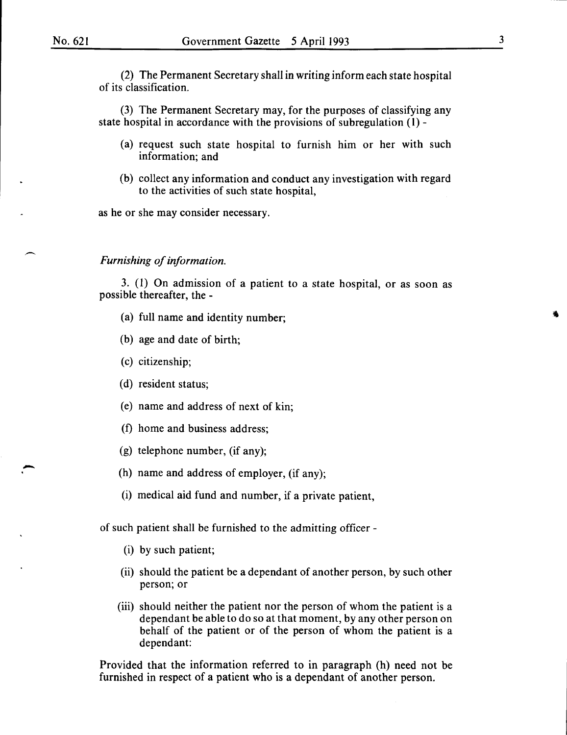(2) The Permanent Secretary shall in writing inform each state hospital of its classification.

(3) The Permanent Secretary may, for the purposes of classifying any state hospital in accordance with the provisions of subregulation (1) -

(a) request such state hospital to furnish him or her with such information; and

(b) collect any information and conduct any investigation with regard to the activities of such state hospital,

as he or she may consider necessary.

*Furnishing of information.*

3. (1) On admission of a patient to a state hospital, or as soon as possible thereafter, the -

(a) full name and identity number;

(b) age and date of birth;

(c) citizenship;

(d) resident status;

(e) name and address of next of kin;

(f) home and business address;

(g) telephone number, (if any);

(h) name and address of employer, (if any);

(i) medical aid fund and number, if a private patient,

of such patient shall be furnished to the admitting officer -

(i) by such patient;

(ii) should the patient be a dependant of another person, by such other person; or

(iii) should neither the patient nor the person of whom the patient is a dependant be able to do so at that moment, by any other person on behalf of the patient or of the person of whom the patient is a dependant:

Provided that the information referred to in paragraph (h) need not be furnished in respect of a patient who is a dependant of another person.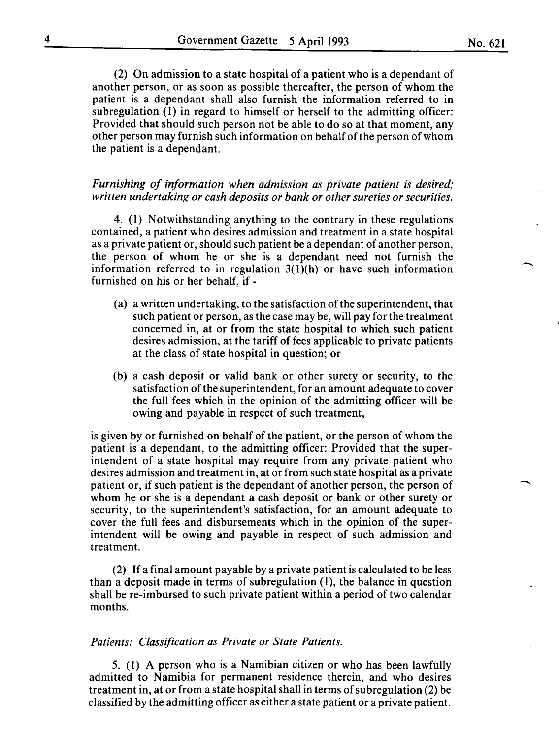(2) On admission to a state hospital of a patient who is a dependant of another person, or as soon as possible thereafter, the person of whom the patient is a dependant shall also furnish the information referred to in subregulation (1) in regard to himself or herself to the admitting officer: Provided that should such person not be able to do so at that moment, any other person may furnish such information on behalf of the person of whom the patient is a dependant.

*Furnishing of information when admission as private patient is desired; written undertaking or cash deposits or bank or other sureties or securities.*

4. (1) Notwithstanding anything to the contrary in these regulations contained, a patient who desires admission and treatment in a state hospital as a private patient or, should such patient be a dependant of another person, the person of whom he or she is a dependant need not furnish the information referred to in regulation 3(1)(h) or have such information furnished on his or her behalf, if -

(a) a written undertaking, to the satisfaction of the superintendent, that such patient or person, as the case may be, will pay for the treatment concerned in, at or from the state hospital to which such patient desires admission, at the tariff of fees applicable to private patients at the class of state hospital in question; or

(b) a cash deposit or valid bank or other surety or security, to the satisfaction of the superintendent, for an amount adequate to cover the full fees which in the opinion of the admitting officer will be owing and payable in respect of such treatment,

is given by or furnished on behalf of the patient, or the person of whom the patient is a dependant, to the admitting officer: Provided that the superintendent of a state hospital may require from any private patient who desires admission and treatment in, at or from such state hospital as a private patient or, if such patient is the dependant of another person, the person of whom he or she is a dependant a cash deposit or bank or other surety or security, to the superintendent's satisfaction, for an amount adequate to cover the full fees and disbursements which in the opinion of the superintendent will be owing and payable in respect of such admission and treatment.

(2) If a final amount payable by a private patient is calculated to be less than a deposit made in terms of subregulation (1), the balance in question shall be re-imbursed to such private patient within a period of two calendar months.

*Patients: Classification as Private or State Patients.*

5. (1) A person who is a Namibian citizen or who has been lawfully admitted to Namibia for permanent residence therein, and who desires treatment in, at or from a state hospital shall in terms of subregulation (2) be classified by the admitting officer as either a state patient or a private patient.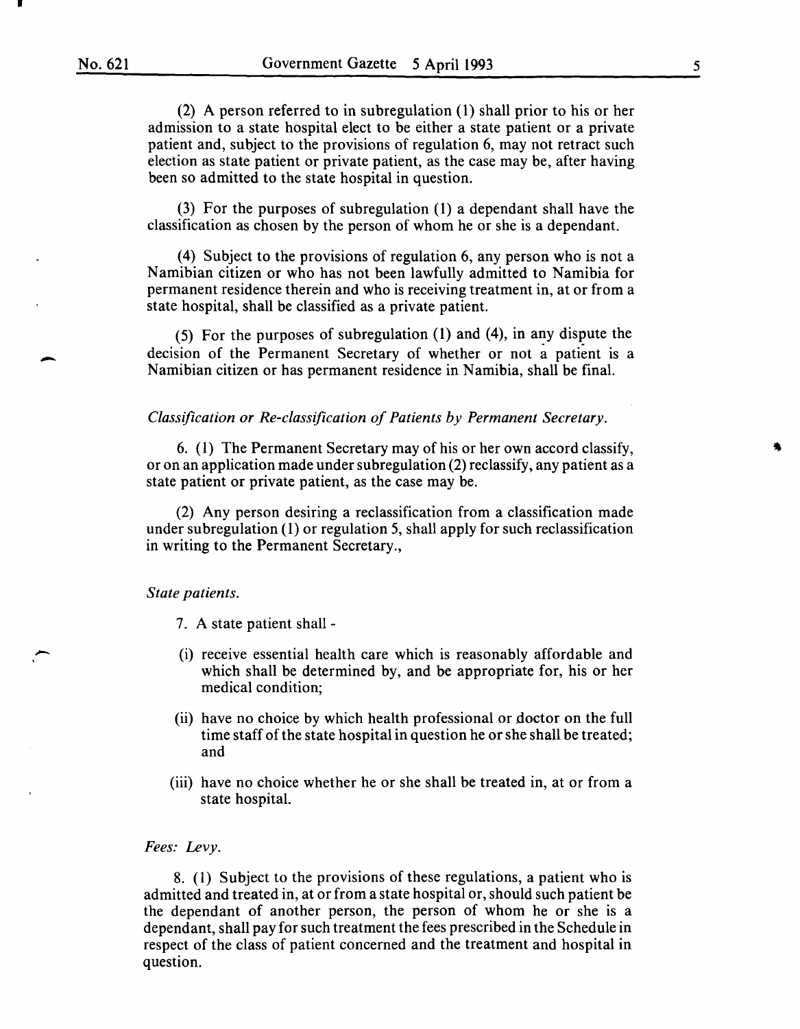(2) A person referred to in subregulation (1) shall prior to his or her admission to a state hospital elect to be either a state patient or a private patient and, subject to the provisions of regulation 6, may not retract such election as state patient or private patient, as the case may be, after having been so admitted to the state hospital in question.

(3) For the purposes of subregulation (1) a dependant shall have the classification as chosen by the person of whom he or she is a dependant.

(4) Subject to the provisions of regulation 6, any person who is not a Namibian citizen or who has not been lawfully admitted to Namibia for permanent residence therein and who is receiving treatment in, at or from a state hospital, shall be classified as a private patient.

(5) For the purposes of subregulation (1) and (4), in any dispute the decision of the Permanent Secretary of whether or not a patient is a Namibian citizen or has permanent residence in Namibia, shall be final.

*Classification or Re-classification of Patients by Permanent Secretary.*

6. (1) The Permanent Secretary may of his or her own accord classify, or on an application made under subregulation (2) reclassify, any patient as a state patient or private patient, as the case may be.

(2) Any person desiring a reclassification from a classification made under subregulation (1) or regulation 5, shall apply for such reclassification in writing to the Permanent Secretary.,

*State patients.*

7. A state patient shall -

(i) receive essential health care which is reasonably affordable and which shall be determined by, and be appropriate for, his or her medical condition;

(ii) have no choice by which health professional or doctor on the full time staff of the state hospital in question he or she shall be treated; and

(iii) have no choice whether he or she shall be treated in, at or from a state hospital.

*Fees: Levy.*

8. (1) Subject to the provisions of these regulations, a patient who is admitted and treated in, at or from a state hospital or, should such patient be the dependant of another person, the person of whom he or she is a dependant, shall pay for such treatment the fees prescribed in the Schedule in respect of the class of patient concerned and the treatment and hospital in question.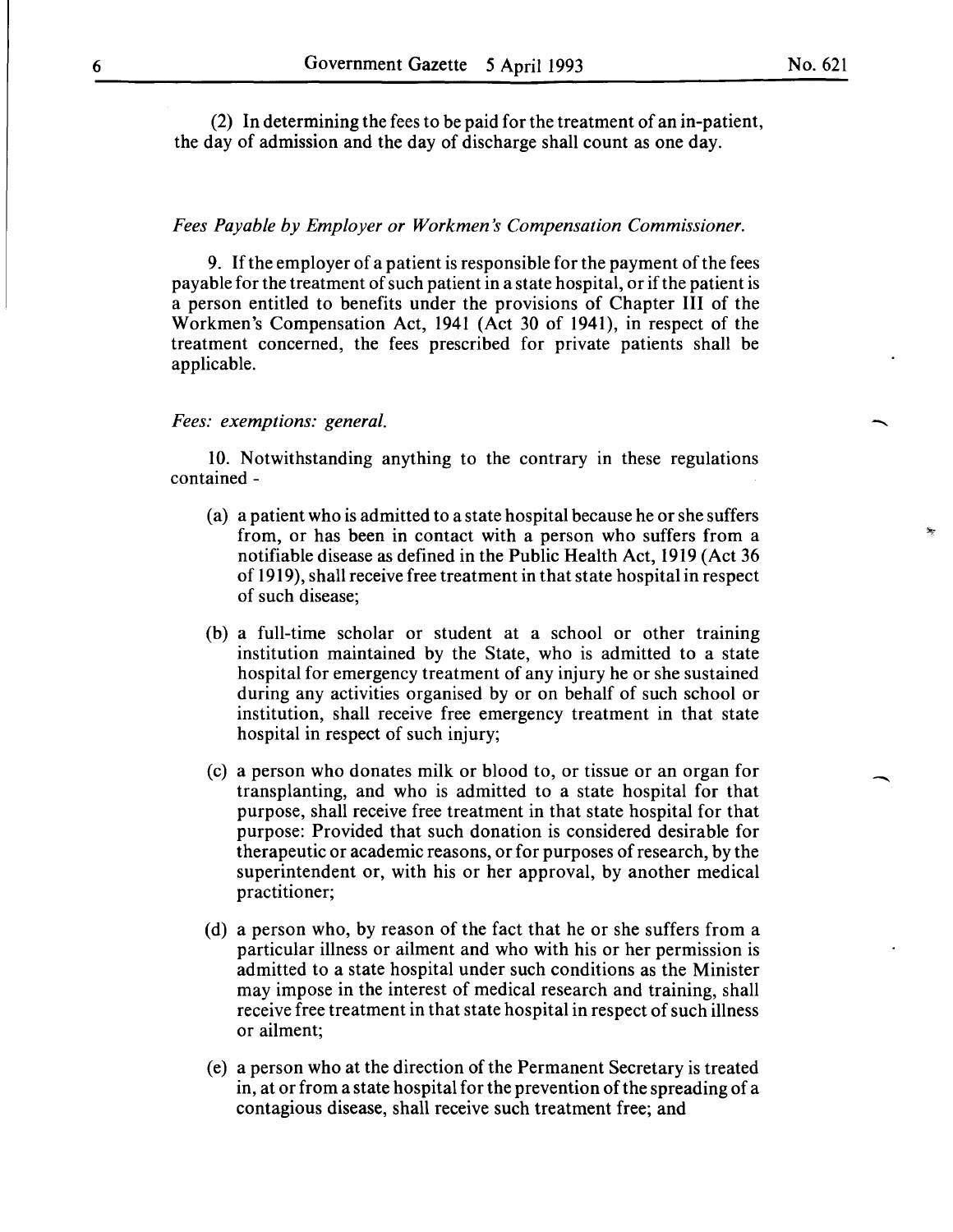(2) In determining the fees to be paid for the treatment of an in-patient, the day of admission and the day of discharge shall count as one day.

*Fees Payable by Employer or Workmen's Compensation Commissioner.*

9. If the employer of a patient is responsible for the payment of the fees payable for the treatment of such patient in a state hospital, or if the patient is a person entitled to benefits under the provisions of Chapter III of the Workmen's Compensation Act, 1941 (Act 30 of 1941), in respect of the treatment concerned, the fees prescribed for private patients shall be applicable.

*Fees: exemptions: general.*

10. Notwithstanding anything to the contrary in these regulations contained -

(a) a patient who is admitted to a state hospital because he or she suffers from, or has been in contact with a person who suffers from a notifiable disease as defined in the Public Health Act, 1919 (Act 36 of 1919), shall receive free treatment in that state hospital in respect of such disease;

(b) a full-time scholar or student at a school or other training institution maintained by the State, who is admitted to a state hospital for emergency treatment of any injury he or she sustained during any activities organised by or on behalf of such school or institution, shall receive free emergency treatment in that state hospital in respect of such injury;

(c) a person who donates milk or blood to, or tissue or an organ for transplanting, and who is admitted to a state hospital for that purpose, shall receive free treatment in that state hospital for that purpose: Provided that such donation is considered desirable for therapeutic or academic reasons, or for purposes of research, by the superintendent or, with his or her approval, by another medical practitioner;

(d) a person who, by reason of the fact that he or she suffers from a particular illness or ailment and who with his or her permission is admitted to a state hospital under such conditions as the Minister may impose in the interest of medical research and training, shall receive free treatment in that state hospital in respect of such illness or ailment;

(e) a person who at the direction of the Permanent Secretary is treated in, at or from a state hospital for the prevention of the spreading of a contagious disease, shall receive such treatment free; and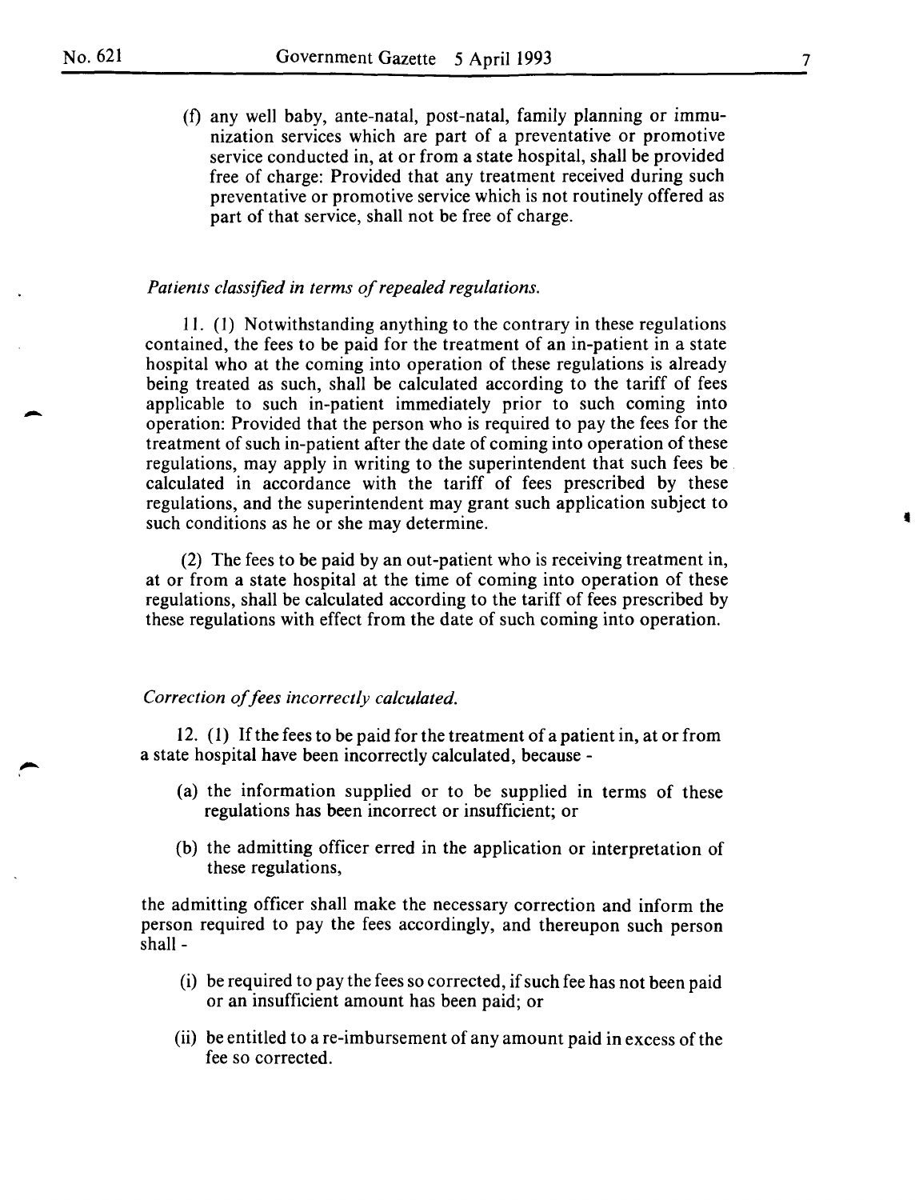(f) any well baby, ante-natal, post-natal, family planning or immunization services which are part of a preventative or promotive service conducted in, at or from a state hospital, shall be provided free of charge: Provided that any treatment received during such preventative or promotive service which is not routinely offered as part of that service, shall not be free of charge.

*Patients classified in terms of repealed regulations.*

11. (1) Notwithstanding anything to the contrary in these regulations contained, the fees to be paid for the treatment of an in-patient in a state hospital who at the coming into operation of these regulations is already being treated as such, shall be calculated according to the tariff of fees applicable to such in-patient immediately prior to such coming into operation: Provided that the person who is required to pay the fees for the treatment of such in-patient after the date of coming into operation of these regulations, may apply in writing to the superintendent that such fees be calculated in accordance with the tariff of fees prescribed by these regulations, and the superintendent may grant such application subject to such conditions as he or she may determine.

(2) The fees to be paid by an out-patient who is receiving treatment in, at or from a state hospital at the time of coming into operation of these regulations, shall be calculated according to the tariff of fees prescribed by these regulations with effect from the date of such coming into operation.

*Correction of fees incorrectly calculated.*

12. (1) If the fees to be paid for the treatment of a patient in, at or from a state hospital have been incorrectly calculated, because -

(a) the information supplied or to be supplied in terms of these regulations has been incorrect or insufficient; or

(b) the admitting officer erred in the application or interpretation of these regulations,

the admitting officer shall make the necessary correction and inform the person required to pay the fees accordingly, and thereupon such person shall -

(i) be required to pay the fees so corrected, if such fee has not been paid or an insufficient amount has been paid; or

(ii) be entitled to a re-imbursement of any amount paid in excess of the fee so corrected.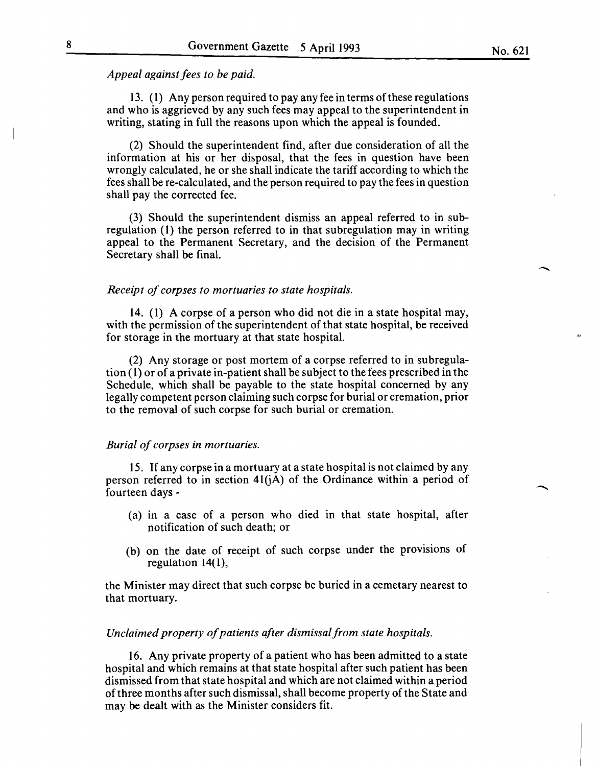*Appeal against fees to be paid.*

13. (1) Any person required to pay any fee in terms of these regulations and who is aggrieved by any such fees may appeal to the superintendent in writing, stating in full the reasons upon which the appeal is founded.

(2) Should the superintendent find, after due consideration of all the information at his or her disposal, that the fees in question have been wrongly calculated, he or she shall indicate the tariff according to which the fees shall be re-calculated, and the person required to pay the fees in question shall pay the corrected fee.

(3) Should the superintendent dismiss an appeal referred to in subregulation (1) the person referred to in that subregulation may in writing appeal to the Permanent Secretary, and the decision of the Permanent Secretary shall be final.

*Receipt of corpses to mortuaries to state hospitals.*

14. (1) A corpse of a person who did not die in a state hospital may, with the permission of the superintendent of that state hospital, be received for storage in the mortuary at that state hospital.

(2) Any storage or post mortem of a corpse referred to in subregulation (1) or of a private in-patient shall be subject to the fees prescribed in the Schedule, which shall be payable to the state hospital concerned by any legally competent person claiming such corpse for burial or cremation, prior to the removal of such corpse for such burial or cremation.

*Burial of corpses in mortuaries.*

15. If any corpse in a mortuary at a state hospital is not claimed by any person referred to in section 41(jA) of the Ordinance within a period of fourteen days -

(a) in a case of a person who died in that state hospital, after notification of such death; or

(b) on the date of receipt of such corpse under the provisions of regulation 14(1),

the Minister may direct that such corpse be buried in a cemetary nearest to that mortuary.

*Unclaimed property of patients after dismissal from state hospitals.*

16. Any private property of a patient who has been admitted to a state hospital and which remains at that state hospital after such patient has been dismissed from that state hospital and which are not claimed within a period of three months after such dismissal, shall become property of the State and may be dealt with as the Minister considers fit.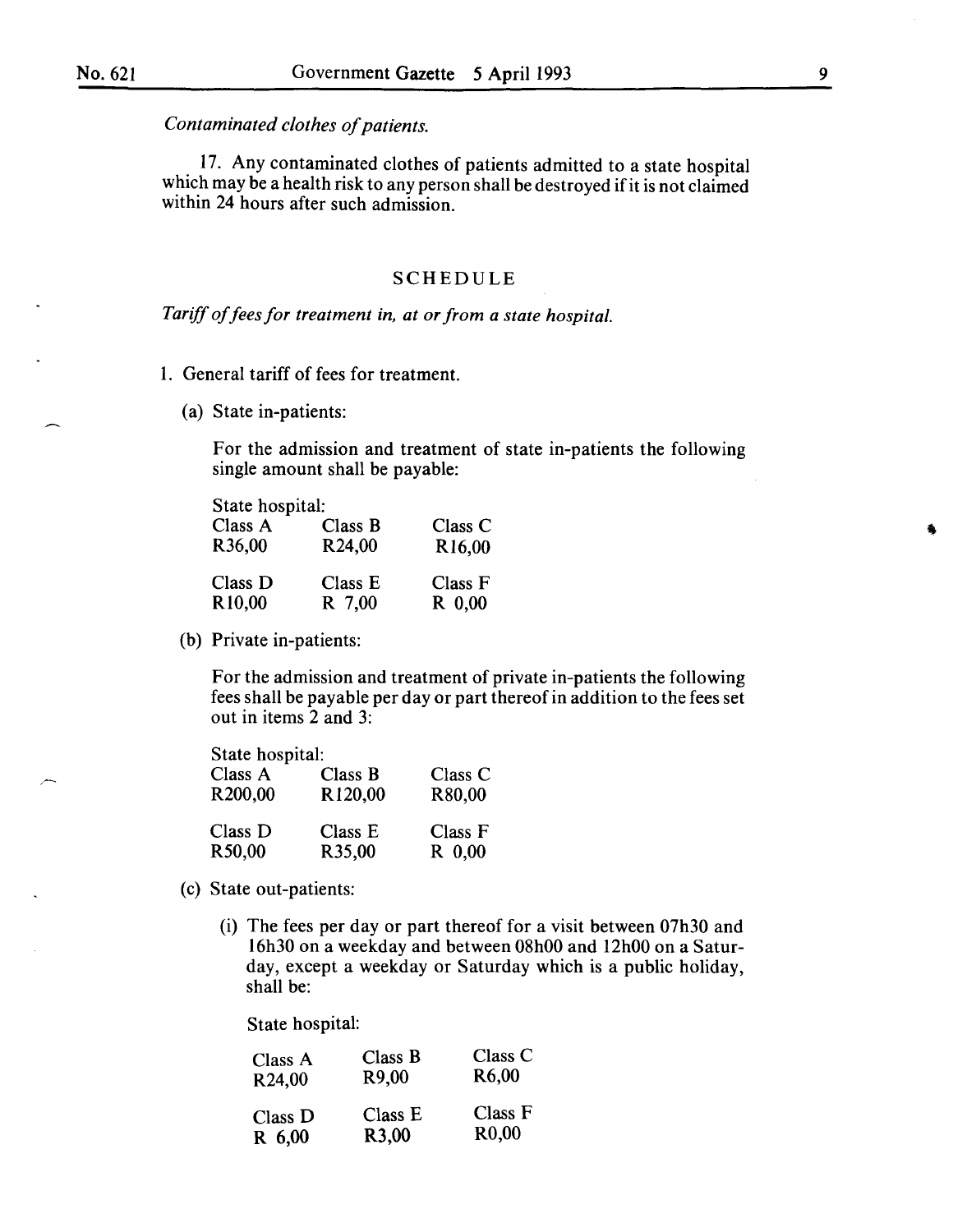*Contaminated clothes of patients.*

17. Any contaminated clothes of patients admitted to a state hospital which may be a health risk to any person shall be destroyed if it is not claimed within 24 hours after such admission.

## SCHEDULE

*Tariff of fees for treatment in, at or from a state hospital.*

1. General tariff of fees for treatment.

(a) State in-patients:

For the admission and treatment of state in-patients the following single amount shall be payable:

State hospital:

| Class A | Class B | Class C |
|---|---|---|
| R36,00 | R24,00 | R16,00 |
| **Class D** | **Class E** | **Class F** |
| R10,00 | R 7,00 | R 0,00 |

(b) Private in-patients:

For the admission and treatment of private in-patients the following fees shall be payable per day or part thereof in addition to the fees set out in items 2 and 3:

State hospital:

| Class A | Class B | Class C |
|---|---|---|
| R200,00 | R120,00 | R80,00 |
| **Class D** | **Class E** | **Class F** |
| R50,00 | R35,00 | R 0,00 |

(c) State out-patients:

(i) The fees per day or part thereof for a visit between 07h30 and 16h30 on a weekday and between 08h00 and 12h00 on a Saturday, except a weekday or Saturday which is a public holiday, shall be:

State hospital:

| Class A | Class B | Class C |
|---|---|---|
| R24,00 | R9,00 | R6,00 |
| **Class D** | **Class E** | **Class F** |
| R 6,00 | R3,00 | R0,00 |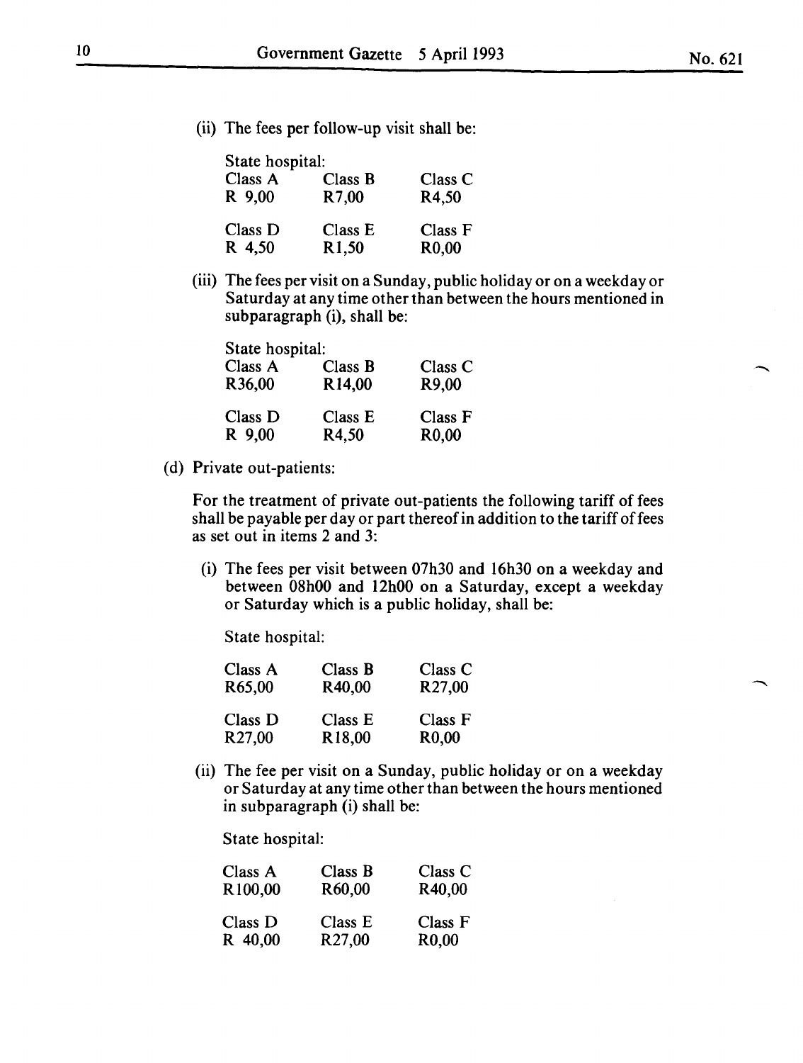(ii) The fees per follow-up visit shall be:

State hospital:

| Class A | Class B | Class C |
|---|---|---|
| R 9,00 | R7,00 | R4,50 |
| **Class D** | **Class E** | **Class F** |
| R 4,50 | R1,50 | R0,00 |

(iii) The fees per visit on a Sunday, public holiday or on a weekday or Saturday at any time other than between the hours mentioned in subparagraph (i), shall be:

State hospital:

| Class A | Class B | Class C |
|---|---|---|
| R36,00 | R14,00 | R9,00 |
| **Class D** | **Class E** | **Class F** |
| R 9,00 | R4,50 | R0,00 |

(d) Private out-patients:

For the treatment of private out-patients the following tariff of fees shall be payable per day or part thereof in addition to the tariff of fees as set out in items 2 and 3:

(i) The fees per visit between 07h30 and 16h30 on a weekday and between 08h00 and 12h00 on a Saturday, except a weekday or Saturday which is a public holiday, shall be:

State hospital:

| Class A | Class B | Class C |
|---|---|---|
| R65,00 | R40,00 | R27,00 |
| **Class D** | **Class E** | **Class F** |
| R27,00 | R18,00 | R0,00 |

(ii) The fee per visit on a Sunday, public holiday or on a weekday or Saturday at any time other than between the hours mentioned in subparagraph (i) shall be:

State hospital:

| Class A | Class B | Class C |
|---|---|---|
| R100,00 | R60,00 | R40,00 |
| **Class D** | **Class E** | **Class F** |
| R 40,00 | R27,00 | R0,00 |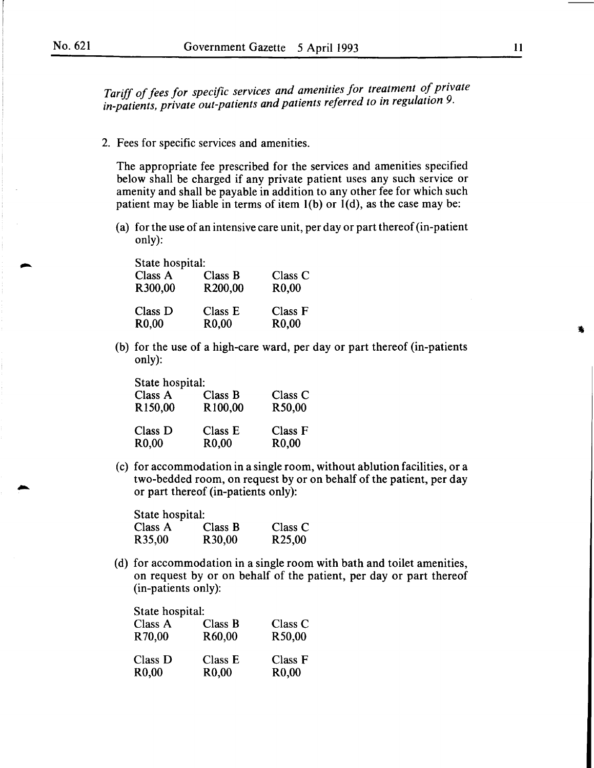*Tariff of fees for specific services and amenities for treatment of private in-patients, private out-patients and patients referred to in regulation 9.*

2. Fees for specific services and amenities.

The appropriate fee prescribed for the services and amenities specified below shall be charged if any private patient uses any such service or amenity and shall be payable in addition to any other fee for which such patient may be liable in terms of item 1(b) or 1(d), as the case may be:

(a) for the use of an intensive care unit, per day or part thereof (in-patient only):

State hospital:

| Class A | Class B | Class C |
|---|---|---|
| R300,00 | R200,00 | R0,00 |
| **Class D** | **Class E** | **Class F** |
| R0,00 | R0,00 | R0,00 |

(b) for the use of a high-care ward, per day or part thereof (in-patients only):

State hospital:

| Class A | Class B | Class C |
|---|---|---|
| R150,00 | R100,00 | R50,00 |
| **Class D** | **Class E** | **Class F** |
| R0,00 | R0,00 | R0,00 |

(c) for accommodation in a single room, without ablution facilities, or a two-bedded room, on request by or on behalf of the patient, per day or part thereof (in-patients only):

State hospital:

| Class A | Class B | Class C |
|---|---|---|
| R35,00 | R30,00 | R25,00 |

(d) for accommodation in a single room with bath and toilet amenities, on request by or on behalf of the patient, per day or part thereof (in-patients only):

State hospital:

| Class A | Class B | Class C |
|---|---|---|
| R70,00 | R60,00 | R50,00 |
| **Class D** | **Class E** | **Class F** |
| R0,00 | R0,00 | R0,00 |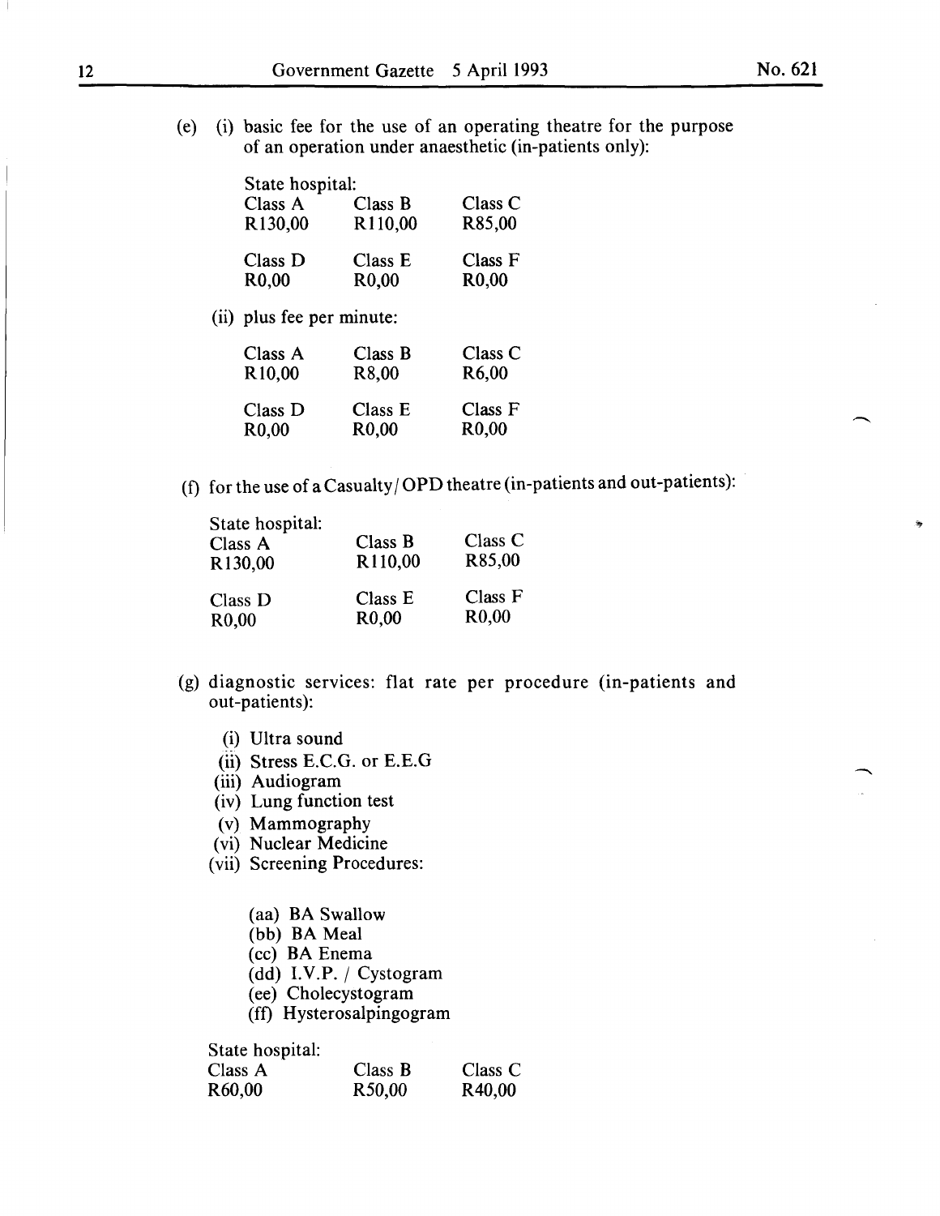(e) (i) basic fee for the use of an operating theatre for the purpose of an operation under anaesthetic (in-patients only):

State hospital:

| Class A | Class B | Class C |
|---|---|---|
| R130,00 | R110,00 | R85,00 |
| **Class D** | **Class E** | **Class F** |
| R0,00 | R0,00 | R0,00 |

(ii) plus fee per minute:

| Class A | Class B | Class C |
|---|---|---|
| R10,00 | R8,00 | R6,00 |
| **Class D** | **Class E** | **Class F** |
| R0,00 | R0,00 | R0,00 |

(f) for the use of a Casualty / OPD theatre (in-patients and out-patients):

State hospital:

| Class A | Class B | Class C |
|---|---|---|
| R130,00 | R110,00 | R85,00 |
| **Class D** | **Class E** | **Class F** |
| R0,00 | R0,00 | R0,00 |

(g) diagnostic services: flat rate per procedure (in-patients and out-patients):

(i) Ultra sound
(ii) Stress E.C.G. or E.E.G
(iii) Audiogram
(iv) Lung function test
(v) Mammography
(vi) Nuclear Medicine
(vii) Screening Procedures:

(aa) BA Swallow
(bb) BA Meal
(cc) BA Enema
(dd) I.V.P. / Cystogram
(ee) Cholecystogram
(ff) Hysterosalpingogram

State hospital:

| Class A | Class B | Class C |
|---|---|---|
| R60,00 | R50,00 | R40,00 |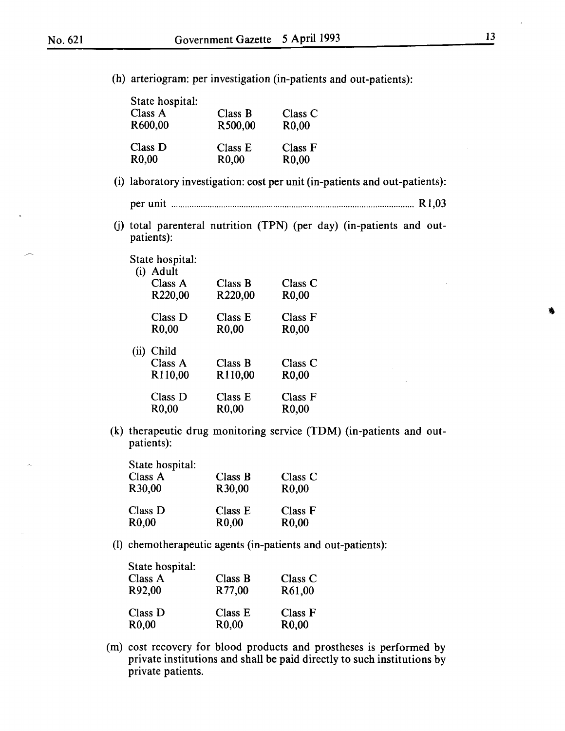(h) arteriogram: per investigation (in-patients and out-patients):

State hospital:

| Class A | Class B | Class C |
|---|---|---|
| R600,00 | R500,00 | R0,00 |
| **Class D** | **Class E** | **Class F** |
| R0,00 | R0,00 | R0,00 |

(i) laboratory investigation: cost per unit (in-patients and out-patients):

per unit ........................................................................................................ R1,03

(j) total parenteral nutrition (TPN) (per day) (in-patients and out-patients):

State hospital:

(i) Adult

| Class A | Class B | Class C |
|---|---|---|
| R220,00 | R220,00 | R0,00 |
| **Class D** | **Class E** | **Class F** |
| R0,00 | R0,00 | R0,00 |

(ii) Child

| Class A | Class B | Class C |
|---|---|---|
| R110,00 | R110,00 | R0,00 |
| **Class D** | **Class E** | **Class F** |
| R0,00 | R0,00 | R0,00 |

(k) therapeutic drug monitoring service (TDM) (in-patients and out-patients):

State hospital:

| Class A | Class B | Class C |
|---|---|---|
| R30,00 | R30,00 | R0,00 |
| **Class D** | **Class E** | **Class F** |
| R0,00 | R0,00 | R0,00 |

(l) chemotherapeutic agents (in-patients and out-patients):

State hospital:

| Class A | Class B | Class C |
|---|---|---|
| R92,00 | R77,00 | R61,00 |
| **Class D** | **Class E** | **Class F** |
| R0,00 | R0,00 | R0,00 |

(m) cost recovery for blood products and prostheses is performed by private institutions and shall be paid directly to such institutions by private patients.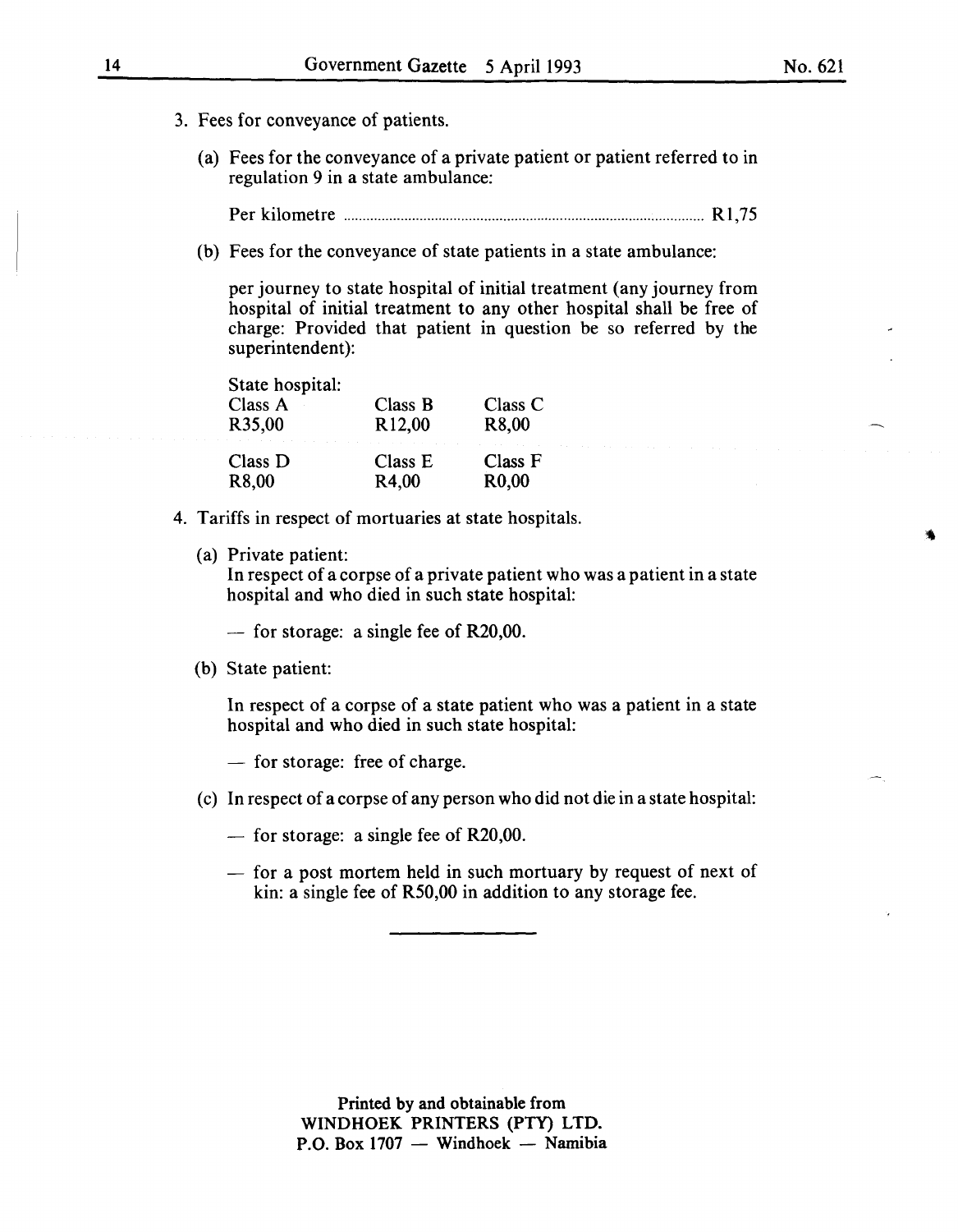3. Fees for conveyance of patients.

   (a) Fees for the conveyance of a private patient or patient referred to in regulation 9 in a state ambulance:

   Per kilometre .................................................................................................... R1,75

   (b) Fees for the conveyance of state patients in a state ambulance:

   per journey to state hospital of initial treatment (any journey from hospital of initial treatment to any other hospital shall be free of charge: Provided that patient in question be so referred by the superintendent):

   State hospital:

| | | |
|---|---|---|
| Class A | Class B | Class C |
| R35,00 | R12,00 | R8,00 |
| Class D | Class E | Class F |
| R8,00 | R4,00 | R0,00 |

4. Tariffs in respect of mortuaries at state hospitals.

   (a) Private patient:
   In respect of a corpse of a private patient who was a patient in a state hospital and who died in such state hospital:

   — for storage: a single fee of R20,00.

   (b) State patient:

   In respect of a corpse of a state patient who was a patient in a state hospital and who died in such state hospital:

   — for storage: free of charge.

   (c) In respect of a corpse of any person who did not die in a state hospital:

   — for storage: a single fee of R20,00.

   — for a post mortem held in such mortuary by request of next of kin: a single fee of R50,00 in addition to any storage fee.

---

**Printed by and obtainable from**
**WINDHOEK PRINTERS (PTY) LTD.**
**P.O. Box 1707 — Windhoek — Namibia**